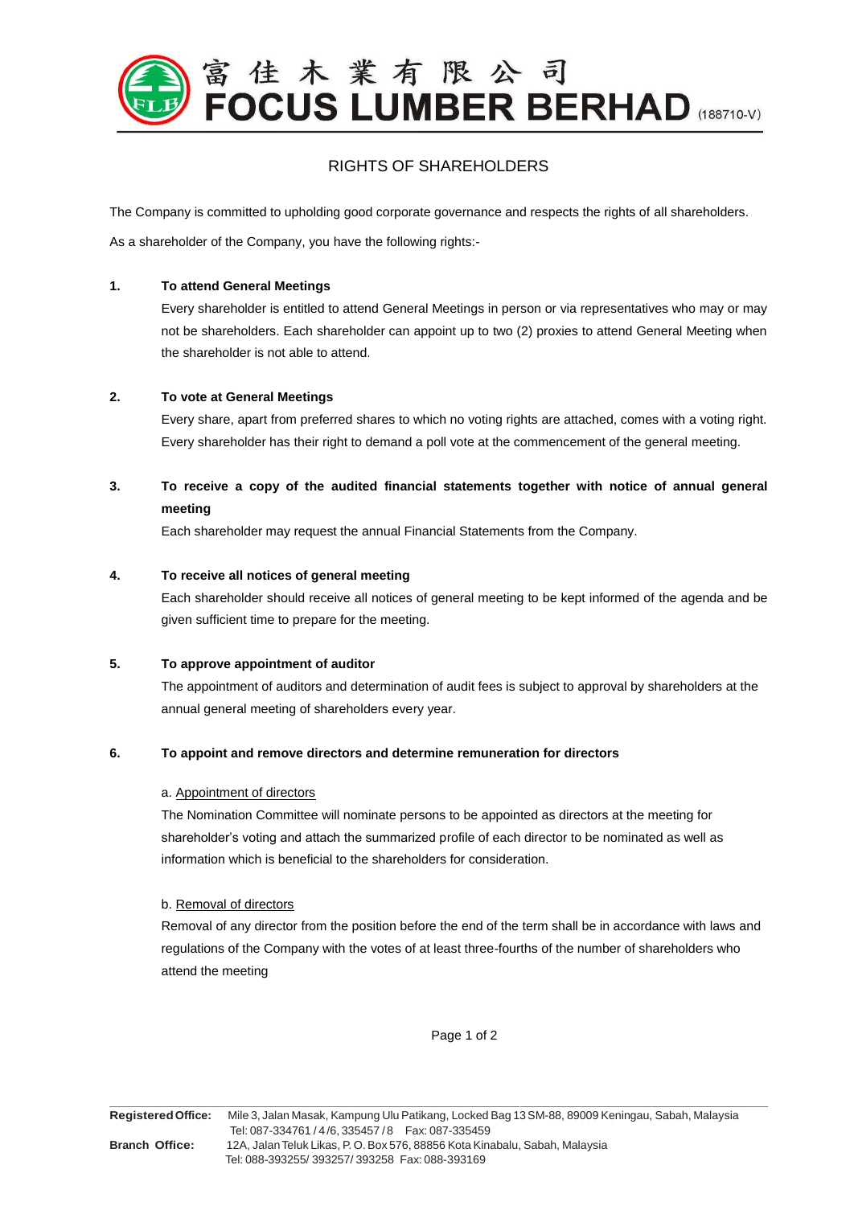# 富佳木業有限公司
# FOCUS LUMBER BERHAD (188710-V)

## RIGHTS OF SHAREHOLDERS

The Company is committed to upholding good corporate governance and respects the rights of all shareholders.

As a shareholder of the Company, you have the following rights:-

**1. To attend General Meetings**

Every shareholder is entitled to attend General Meetings in person or via representatives who may or may not be shareholders. Each shareholder can appoint up to two (2) proxies to attend General Meeting when the shareholder is not able to attend.

**2. To vote at General Meetings**

Every share, apart from preferred shares to which no voting rights are attached, comes with a voting right. Every shareholder has their right to demand a poll vote at the commencement of the general meeting.

**3. To receive a copy of the audited financial statements together with notice of annual general meeting**

Each shareholder may request the annual Financial Statements from the Company.

**4. To receive all notices of general meeting**

Each shareholder should receive all notices of general meeting to be kept informed of the agenda and be given sufficient time to prepare for the meeting.

**5. To approve appointment of auditor**

The appointment of auditors and determination of audit fees is subject to approval by shareholders at the annual general meeting of shareholders every year.

**6. To appoint and remove directors and determine remuneration for directors**

a. Appointment of directors

The Nomination Committee will nominate persons to be appointed as directors at the meeting for shareholder's voting and attach the summarized profile of each director to be nominated as well as information which is beneficial to the shareholders for consideration.

b. Removal of directors

Removal of any director from the position before the end of the term shall be in accordance with laws and regulations of the Company with the votes of at least three-fourths of the number of shareholders who attend the meeting

**Registered Office:** Mile 3, Jalan Masak, Kampung Ulu Patikang, Locked Bag 13 SM-88, 89009 Keningau, Sabah, Malaysia
Tel: 087-334761 / 4 /6, 335457 / 8 Fax: 087-335459

**Branch Office:** 12A, Jalan Teluk Likas, P. O. Box 576, 88856 Kota Kinabalu, Sabah, Malaysia
Tel: 088-393255/ 393257/ 393258 Fax: 088-393169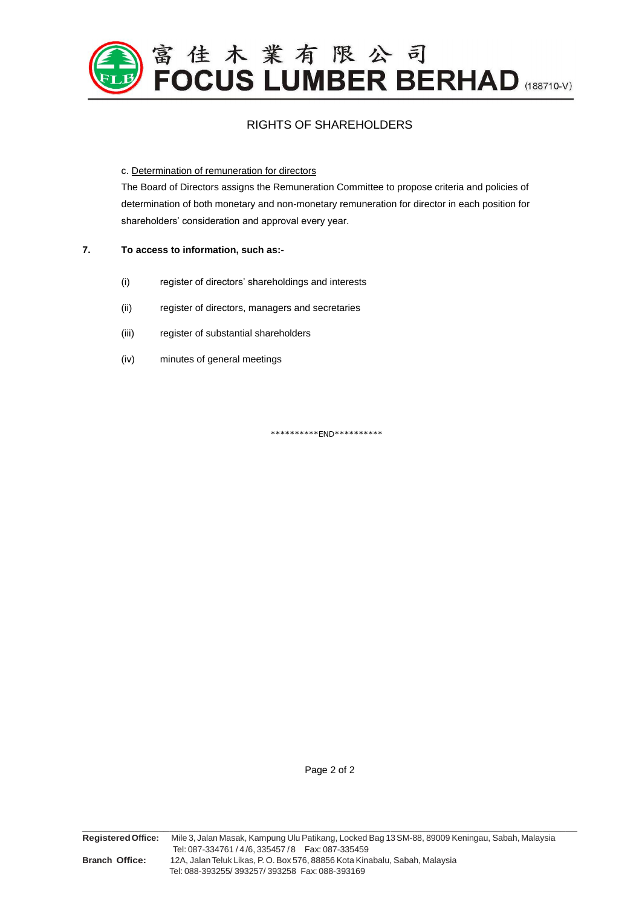RIGHTS OF SHAREHOLDERS

c. Determination of remuneration for directors

The Board of Directors assigns the Remuneration Committee to propose criteria and policies of determination of both monetary and non-monetary remuneration for director in each position for shareholders' consideration and approval every year.

**7. To access to information, such as:-**

(i) register of directors' shareholdings and interests

(ii) register of directors, managers and secretaries

(iii) register of substantial shareholders

(iv) minutes of general meetings

**********END**********